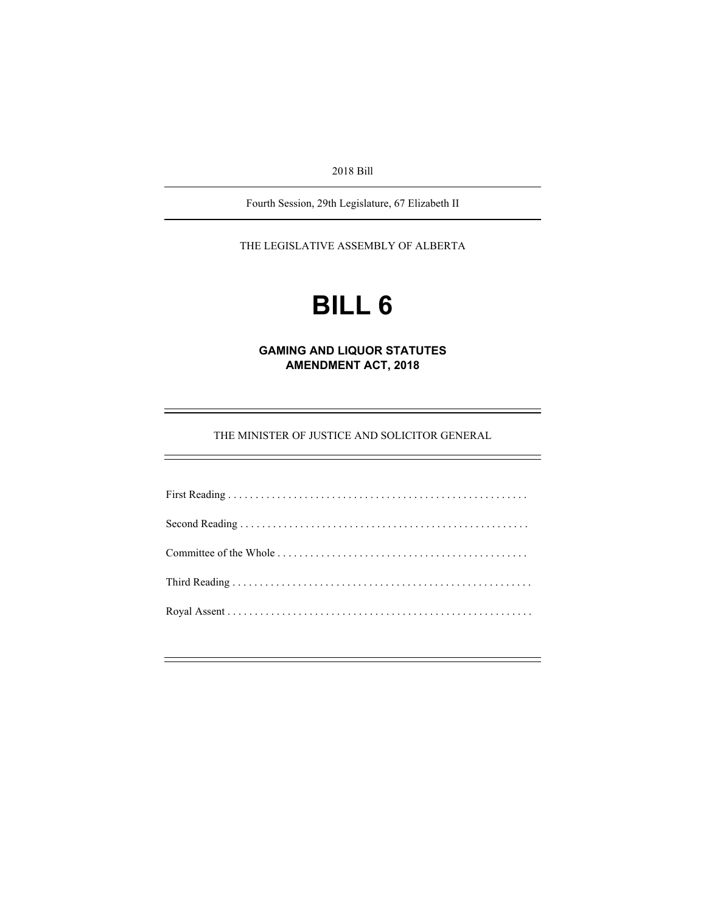2018 Bill

---

Fourth Session, 29th Legislature, 67 Elizabeth II

---

THE LEGISLATIVE ASSEMBLY OF ALBERTA

# BILL 6

## GAMING AND LIQUOR STATUTES AMENDMENT ACT, 2018

---

THE MINISTER OF JUSTICE AND SOLICITOR GENERAL

---

First Reading . . . . . . . . . . . . . . . . . . . . . . . . . . . . . . . . . . . . . . . . . . . . . . . . . . . . . .

Second Reading . . . . . . . . . . . . . . . . . . . . . . . . . . . . . . . . . . . . . . . . . . . . . . . . . . . .

Committee of the Whole . . . . . . . . . . . . . . . . . . . . . . . . . . . . . . . . . . . . . . . . . . . . .

Third Reading . . . . . . . . . . . . . . . . . . . . . . . . . . . . . . . . . . . . . . . . . . . . . . . . . . . . . .

Royal Assent . . . . . . . . . . . . . . . . . . . . . . . . . . . . . . . . . . . . . . . . . . . . . . . . . . . . . . .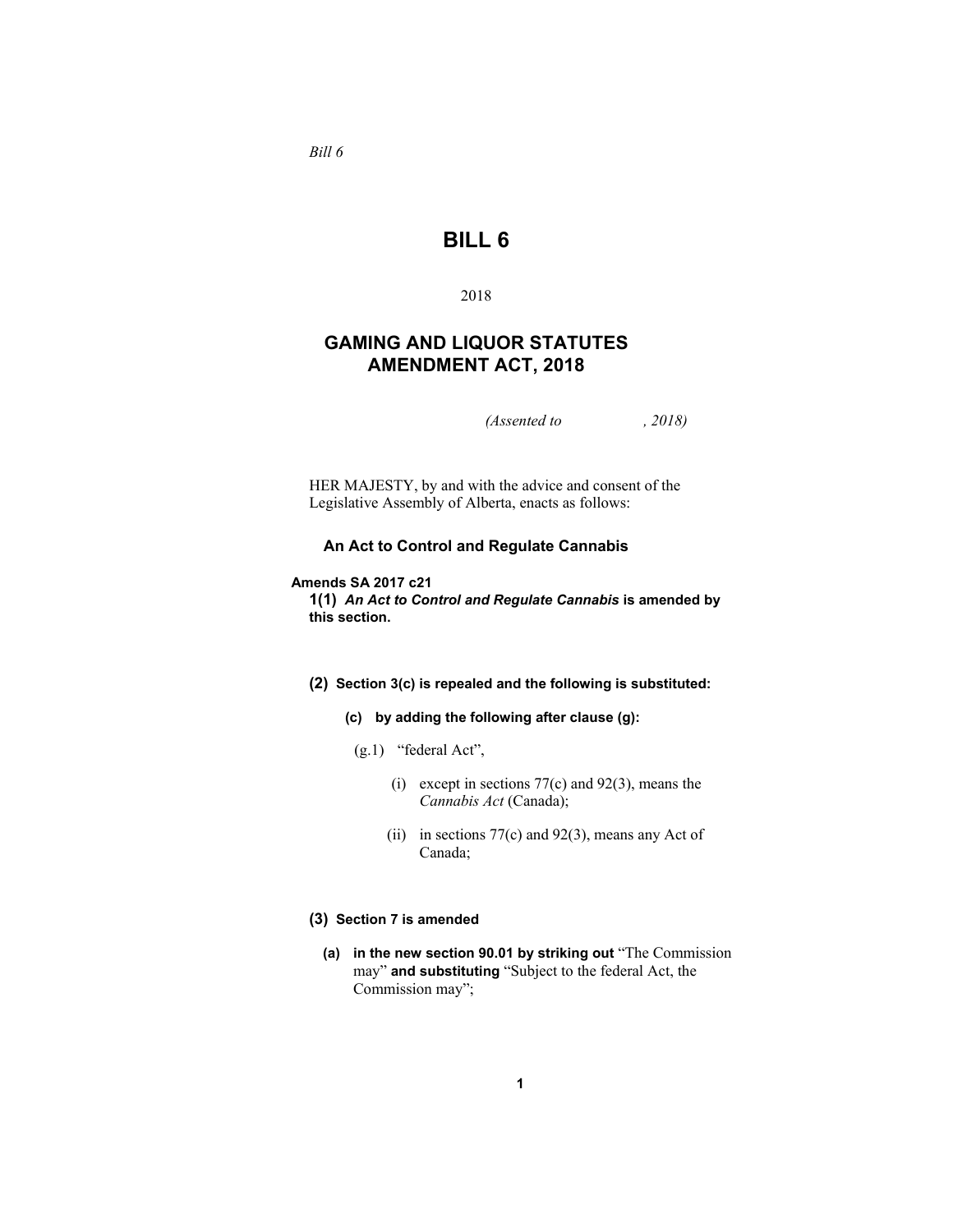*Bill 6*

# BILL 6

2018

## GAMING AND LIQUOR STATUTES AMENDMENT ACT, 2018

*(Assented to , 2018)*

HER MAJESTY, by and with the advice and consent of the Legislative Assembly of Alberta, enacts as follows:

### An Act to Control and Regulate Cannabis

**Amends SA 2017 c21**

**1(1)** ***An Act to Control and Regulate Cannabis* is amended by this section.**

**(2) Section 3(c) is repealed and the following is substituted:**

**(c) by adding the following after clause (g):**

(g.1) "federal Act",

(i) except in sections 77(c) and 92(3), means the *Cannabis Act* (Canada);

(ii) in sections 77(c) and 92(3), means any Act of Canada;

**(3) Section 7 is amended**

**(a) in the new section 90.01 by striking out** "The Commission may" **and substituting** "Subject to the federal Act, the Commission may";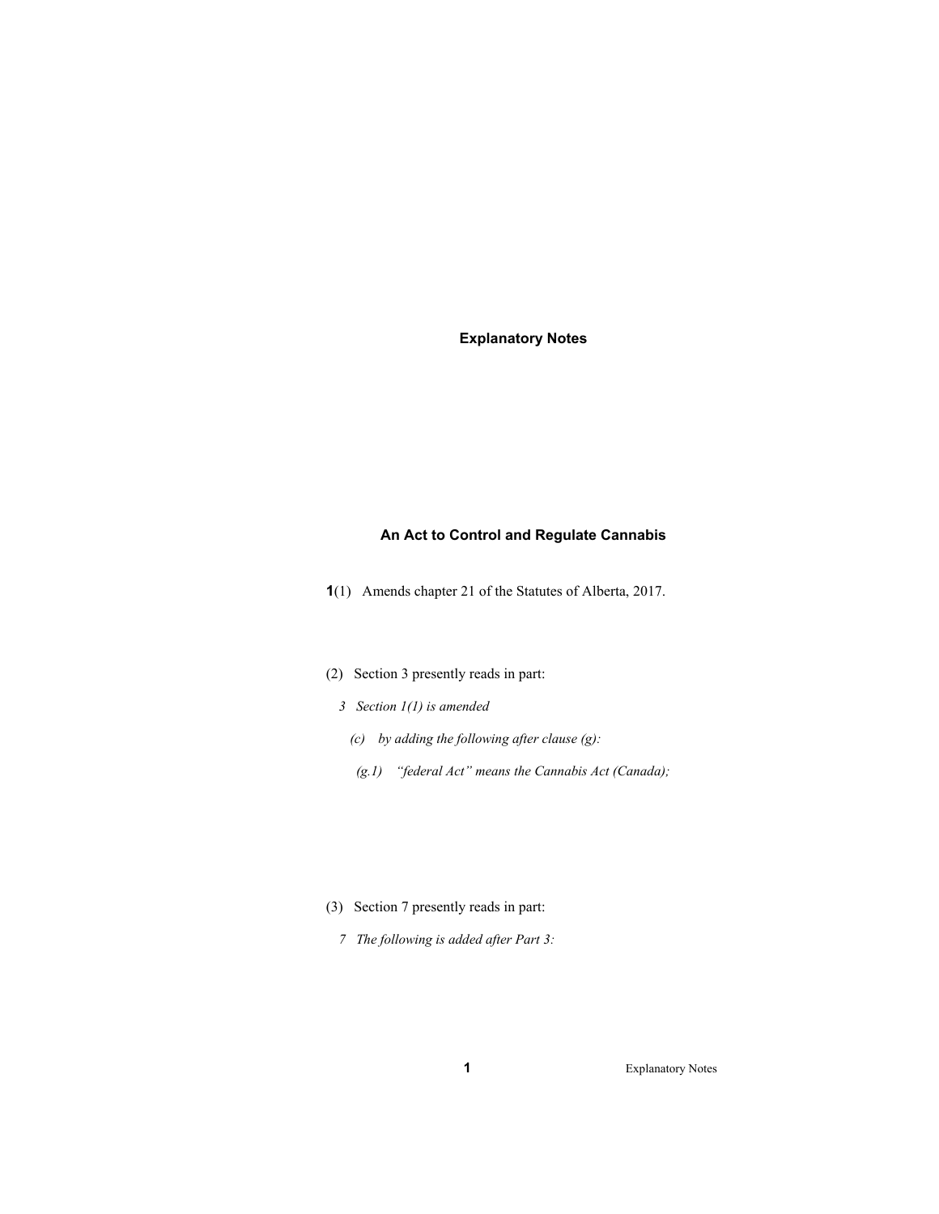# Explanatory Notes

## An Act to Control and Regulate Cannabis

**1**(1) Amends chapter 21 of the Statutes of Alberta, 2017.

(2) Section 3 presently reads in part:

*3 Section 1(1) is amended*

*(c) by adding the following after clause (g):*

*(g.1) "federal Act" means the Cannabis Act (Canada);*

(3) Section 7 presently reads in part:

*7 The following is added after Part 3:*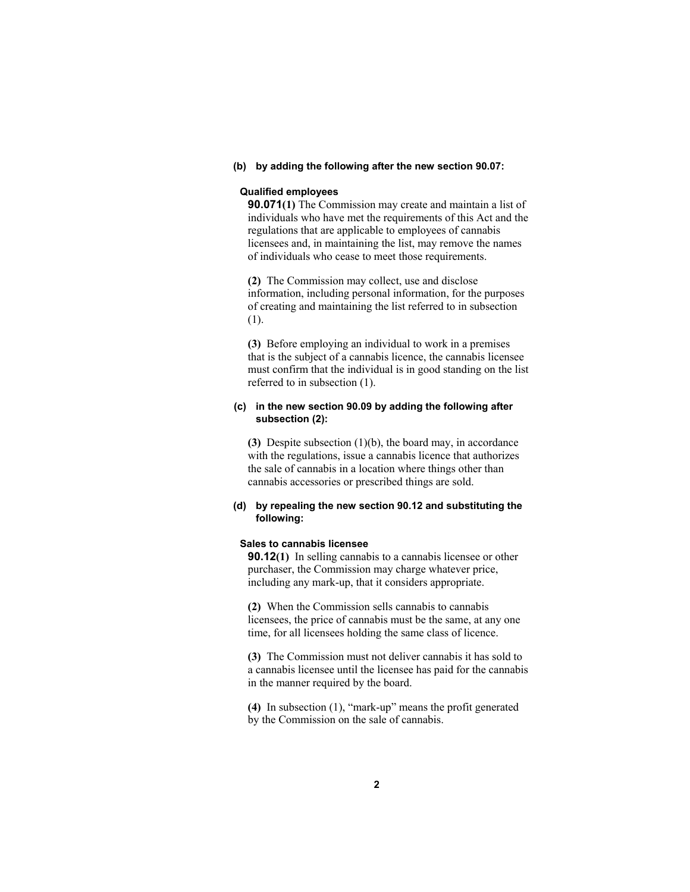**(b) by adding the following after the new section 90.07:**

**Qualified employees**

**90.071(1)** The Commission may create and maintain a list of individuals who have met the requirements of this Act and the regulations that are applicable to employees of cannabis licensees and, in maintaining the list, may remove the names of individuals who cease to meet those requirements.

**(2)** The Commission may collect, use and disclose information, including personal information, for the purposes of creating and maintaining the list referred to in subsection (1).

**(3)** Before employing an individual to work in a premises that is the subject of a cannabis licence, the cannabis licensee must confirm that the individual is in good standing on the list referred to in subsection (1).

**(c) in the new section 90.09 by adding the following after subsection (2):**

**(3)** Despite subsection (1)(b), the board may, in accordance with the regulations, issue a cannabis licence that authorizes the sale of cannabis in a location where things other than cannabis accessories or prescribed things are sold.

**(d) by repealing the new section 90.12 and substituting the following:**

**Sales to cannabis licensee**

**90.12(1)** In selling cannabis to a cannabis licensee or other purchaser, the Commission may charge whatever price, including any mark-up, that it considers appropriate.

**(2)** When the Commission sells cannabis to cannabis licensees, the price of cannabis must be the same, at any one time, for all licensees holding the same class of licence.

**(3)** The Commission must not deliver cannabis it has sold to a cannabis licensee until the licensee has paid for the cannabis in the manner required by the board.

**(4)** In subsection (1), "mark-up" means the profit generated by the Commission on the sale of cannabis.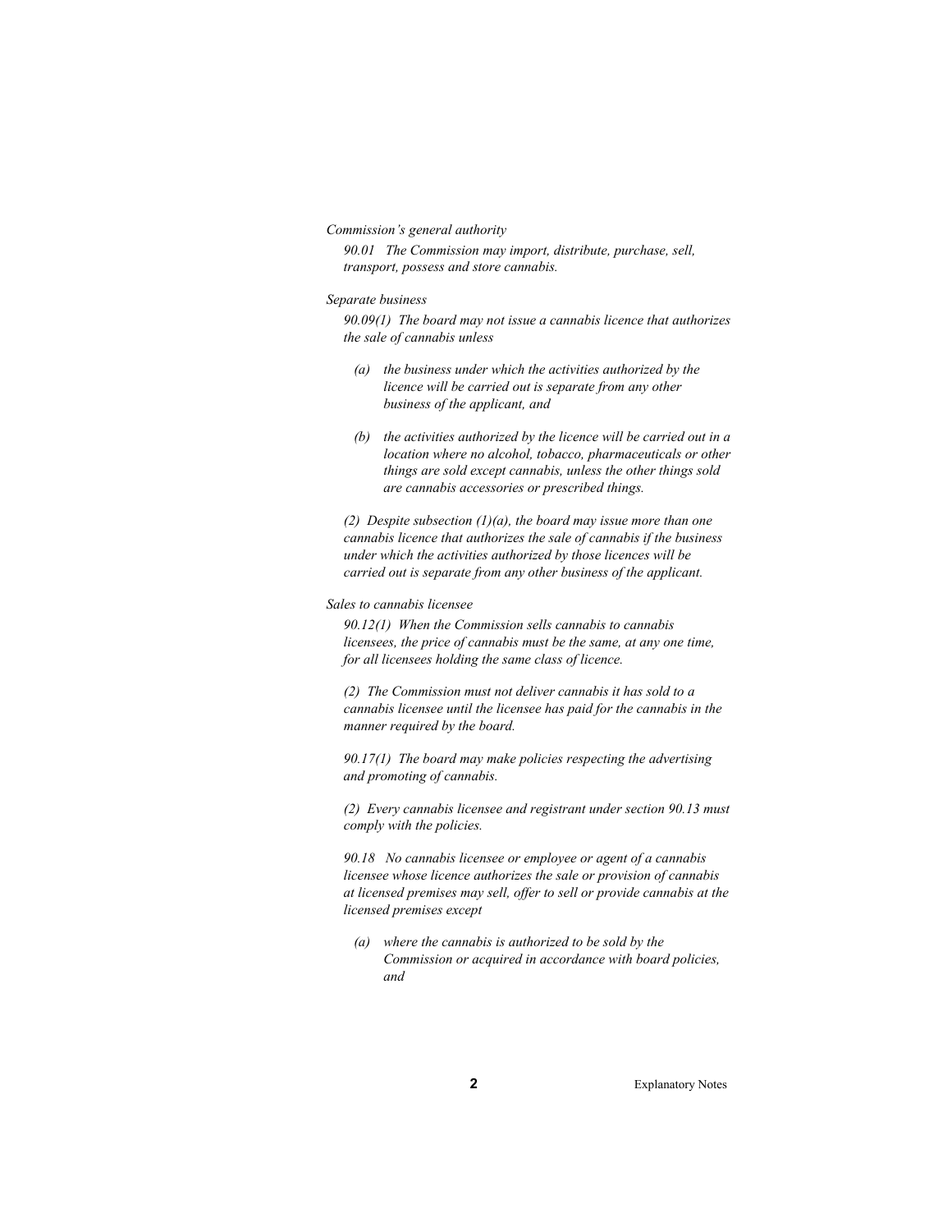*Commission's general authority*

*90.01 The Commission may import, distribute, purchase, sell, transport, possess and store cannabis.*

*Separate business*

*90.09(1) The board may not issue a cannabis licence that authorizes the sale of cannabis unless*

- *(a) the business under which the activities authorized by the licence will be carried out is separate from any other business of the applicant, and*
- *(b) the activities authorized by the licence will be carried out in a location where no alcohol, tobacco, pharmaceuticals or other things are sold except cannabis, unless the other things sold are cannabis accessories or prescribed things.*

*(2) Despite subsection (1)(a), the board may issue more than one cannabis licence that authorizes the sale of cannabis if the business under which the activities authorized by those licences will be carried out is separate from any other business of the applicant.*

*Sales to cannabis licensee*

*90.12(1) When the Commission sells cannabis to cannabis licensees, the price of cannabis must be the same, at any one time, for all licensees holding the same class of licence.*

*(2) The Commission must not deliver cannabis it has sold to a cannabis licensee until the licensee has paid for the cannabis in the manner required by the board.*

*90.17(1) The board may make policies respecting the advertising and promoting of cannabis.*

*(2) Every cannabis licensee and registrant under section 90.13 must comply with the policies.*

*90.18 No cannabis licensee or employee or agent of a cannabis licensee whose licence authorizes the sale or provision of cannabis at licensed premises may sell, offer to sell or provide cannabis at the licensed premises except*

- *(a) where the cannabis is authorized to be sold by the Commission or acquired in accordance with board policies, and*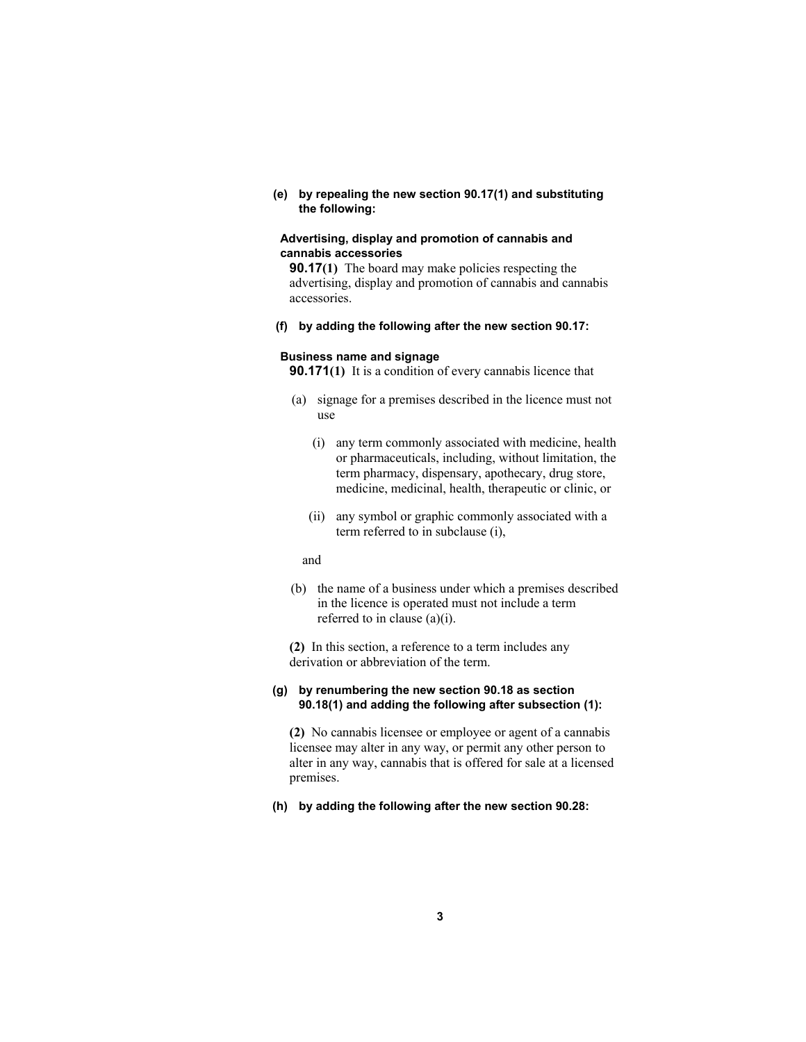**(e) by repealing the new section 90.17(1) and substituting the following:**

**Advertising, display and promotion of cannabis and cannabis accessories**

**90.17(1)** The board may make policies respecting the advertising, display and promotion of cannabis and cannabis accessories.

**(f) by adding the following after the new section 90.17:**

**Business name and signage**

**90.171(1)** It is a condition of every cannabis licence that

(a) signage for a premises described in the licence must not use

(i) any term commonly associated with medicine, health or pharmaceuticals, including, without limitation, the term pharmacy, dispensary, apothecary, drug store, medicine, medicinal, health, therapeutic or clinic, or

(ii) any symbol or graphic commonly associated with a term referred to in subclause (i),

and

(b) the name of a business under which a premises described in the licence is operated must not include a term referred to in clause (a)(i).

**(2)** In this section, a reference to a term includes any derivation or abbreviation of the term.

**(g) by renumbering the new section 90.18 as section 90.18(1) and adding the following after subsection (1):**

**(2)** No cannabis licensee or employee or agent of a cannabis licensee may alter in any way, or permit any other person to alter in any way, cannabis that is offered for sale at a licensed premises.

**(h) by adding the following after the new section 90.28:**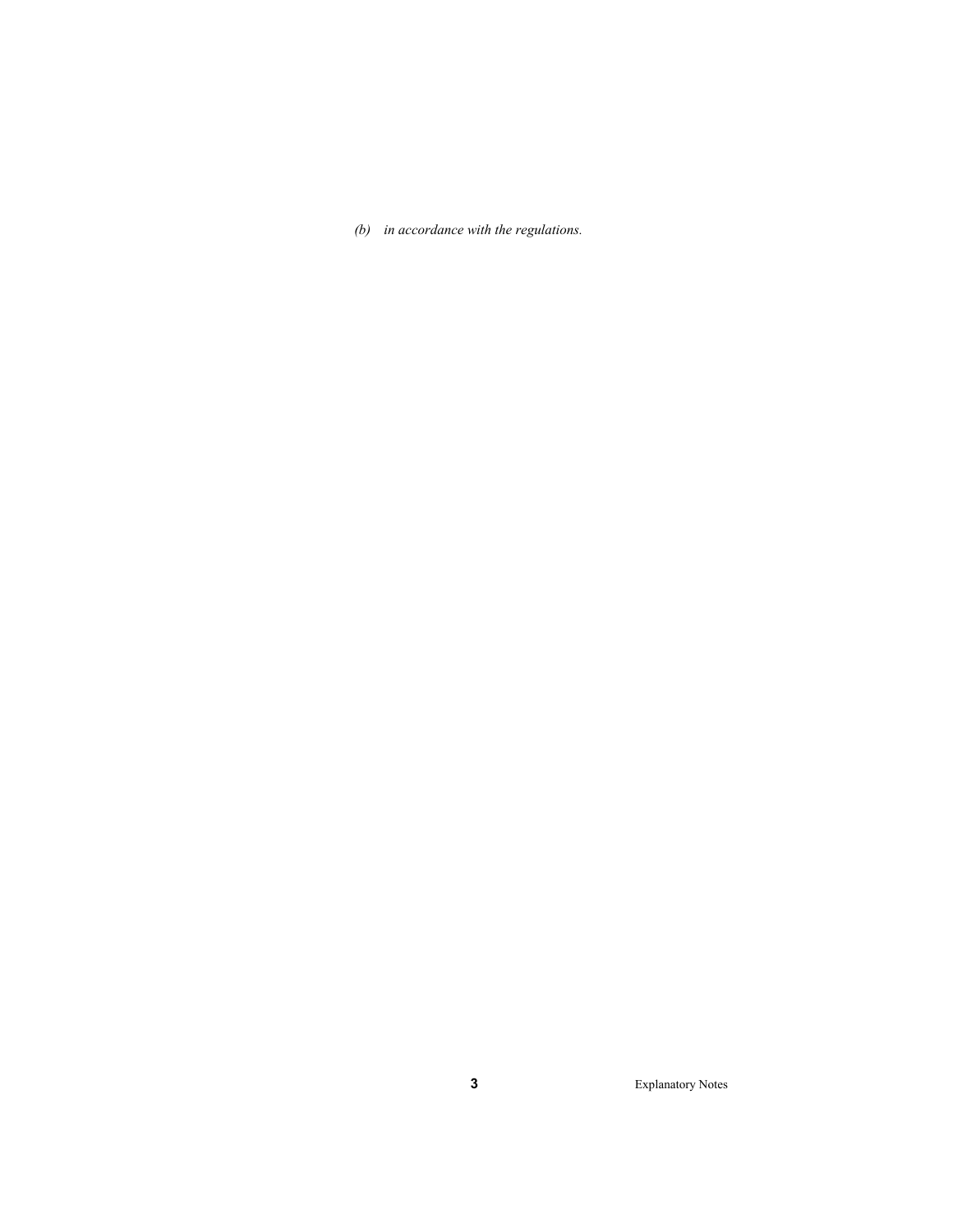*(b) in accordance with the regulations.*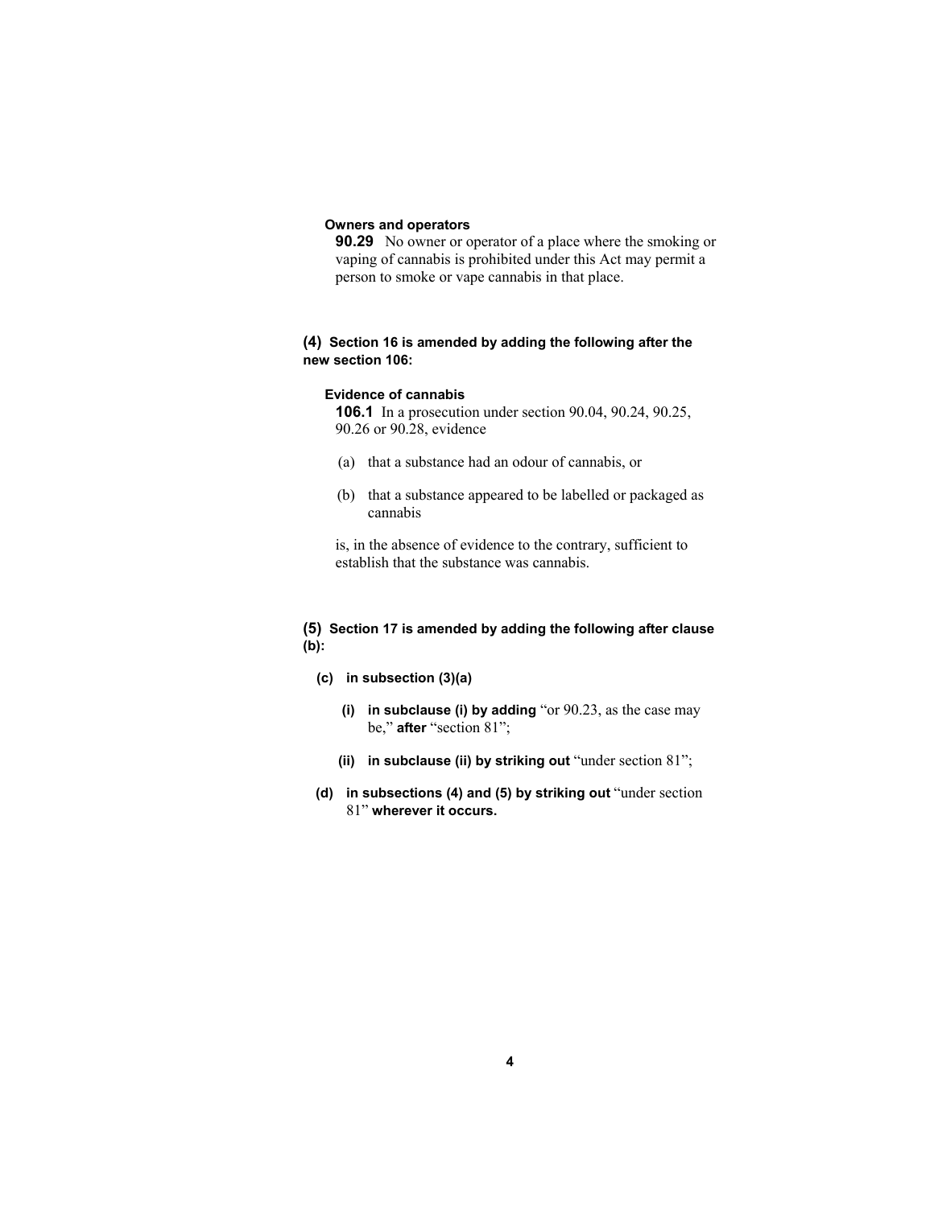**Owners and operators**

**90.29** No owner or operator of a place where the smoking or vaping of cannabis is prohibited under this Act may permit a person to smoke or vape cannabis in that place.

**(4) Section 16 is amended by adding the following after the new section 106:**

**Evidence of cannabis**

**106.1** In a prosecution under section 90.04, 90.24, 90.25, 90.26 or 90.28, evidence

(a) that a substance had an odour of cannabis, or

(b) that a substance appeared to be labelled or packaged as cannabis

is, in the absence of evidence to the contrary, sufficient to establish that the substance was cannabis.

**(5) Section 17 is amended by adding the following after clause (b):**

**(c) in subsection (3)(a)**

**(i) in subclause (i) by adding** "or 90.23, as the case may be," **after** "section 81";

**(ii) in subclause (ii) by striking out** "under section 81";

**(d) in subsections (4) and (5) by striking out** "under section 81" **wherever it occurs.**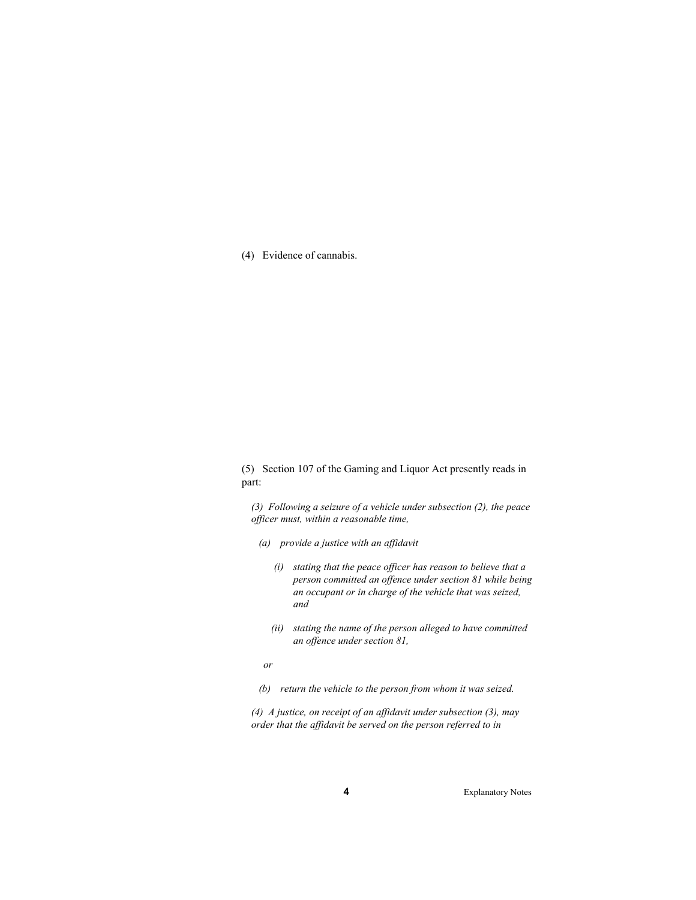(4) Evidence of cannabis.

(5) Section 107 of the Gaming and Liquor Act presently reads in part:

*(3) Following a seizure of a vehicle under subsection (2), the peace officer must, within a reasonable time,*

*(a) provide a justice with an affidavit*

*(i) stating that the peace officer has reason to believe that a person committed an offence under section 81 while being an occupant or in charge of the vehicle that was seized, and*

*(ii) stating the name of the person alleged to have committed an offence under section 81,*

*or*

*(b) return the vehicle to the person from whom it was seized.*

*(4) A justice, on receipt of an affidavit under subsection (3), may order that the affidavit be served on the person referred to in*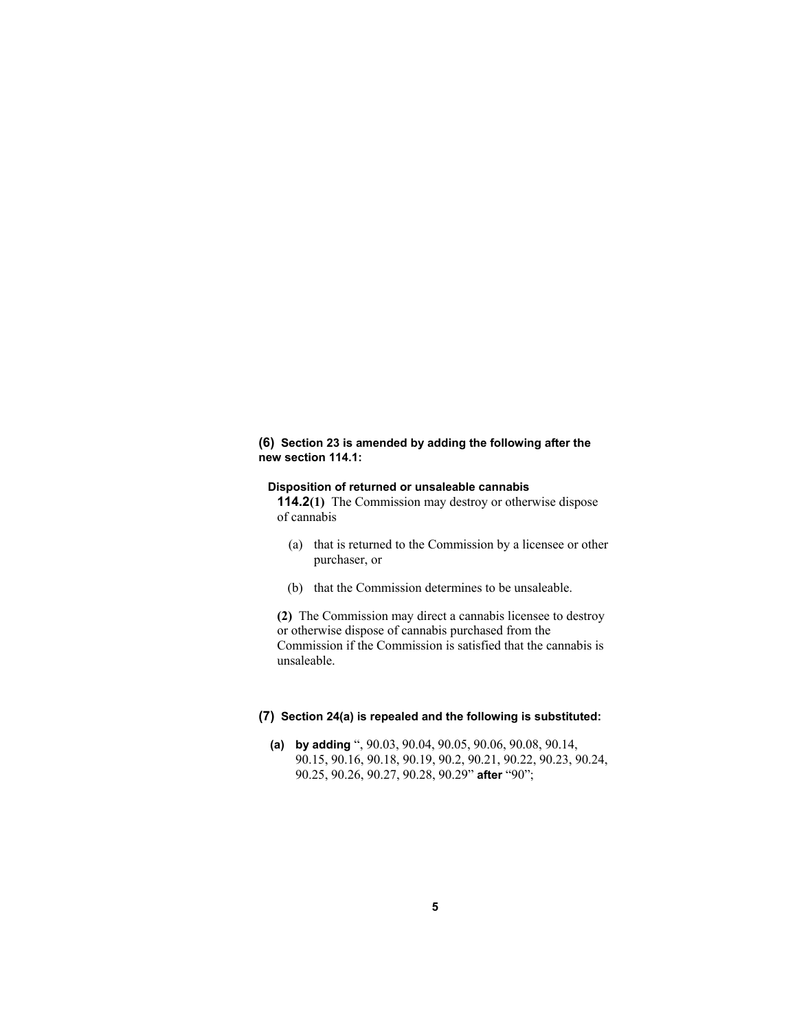**(6) Section 23 is amended by adding the following after the new section 114.1:**

**Disposition of returned or unsaleable cannabis**

**114.2(1)** The Commission may destroy or otherwise dispose of cannabis

(a) that is returned to the Commission by a licensee or other purchaser, or

(b) that the Commission determines to be unsaleable.

**(2)** The Commission may direct a cannabis licensee to destroy or otherwise dispose of cannabis purchased from the Commission if the Commission is satisfied that the cannabis is unsaleable.

**(7) Section 24(a) is repealed and the following is substituted:**

**(a) by adding** ", 90.03, 90.04, 90.05, 90.06, 90.08, 90.14, 90.15, 90.16, 90.18, 90.19, 90.2, 90.21, 90.22, 90.23, 90.24, 90.25, 90.26, 90.27, 90.28, 90.29" **after** "90";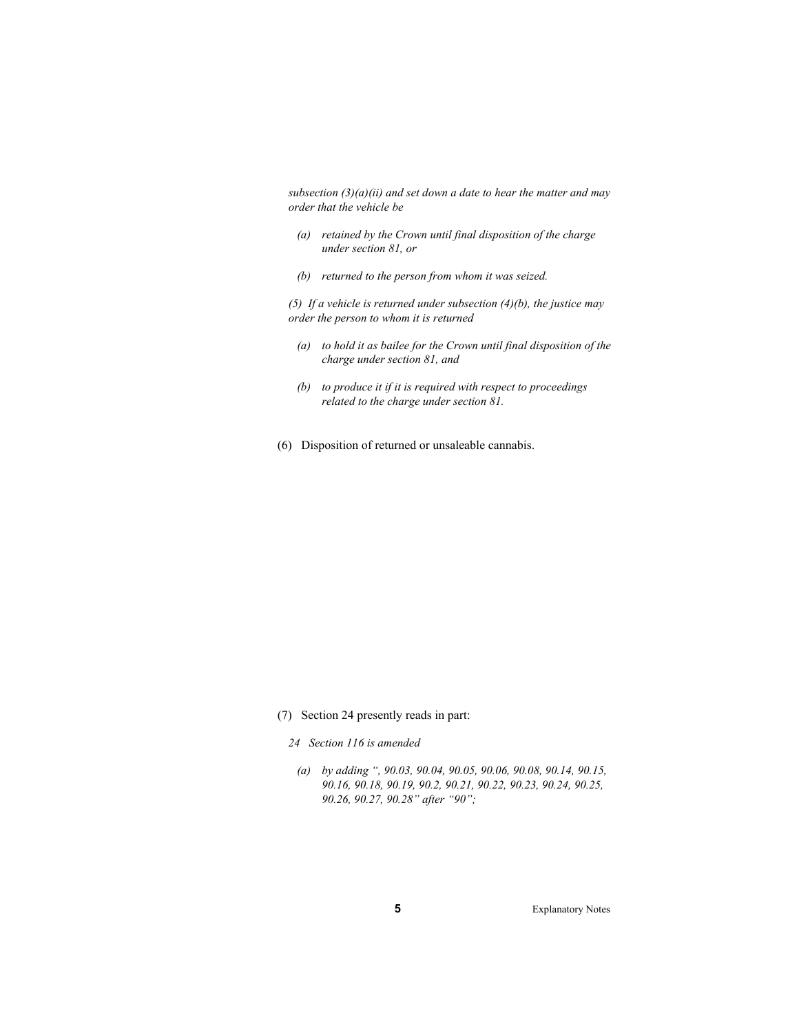*subsection (3)(a)(ii) and set down a date to hear the matter and may order that the vehicle be*

- *(a) retained by the Crown until final disposition of the charge under section 81, or*
- *(b) returned to the person from whom it was seized.*

*(5) If a vehicle is returned under subsection (4)(b), the justice may order the person to whom it is returned*

- *(a) to hold it as bailee for the Crown until final disposition of the charge under section 81, and*
- *(b) to produce it if it is required with respect to proceedings related to the charge under section 81.*

(6) Disposition of returned or unsaleable cannabis.

(7) Section 24 presently reads in part:

*24 Section 116 is amended*

- *(a) by adding ", 90.03, 90.04, 90.05, 90.06, 90.08, 90.14, 90.15, 90.16, 90.18, 90.19, 90.2, 90.21, 90.22, 90.23, 90.24, 90.25, 90.26, 90.27, 90.28" after "90";*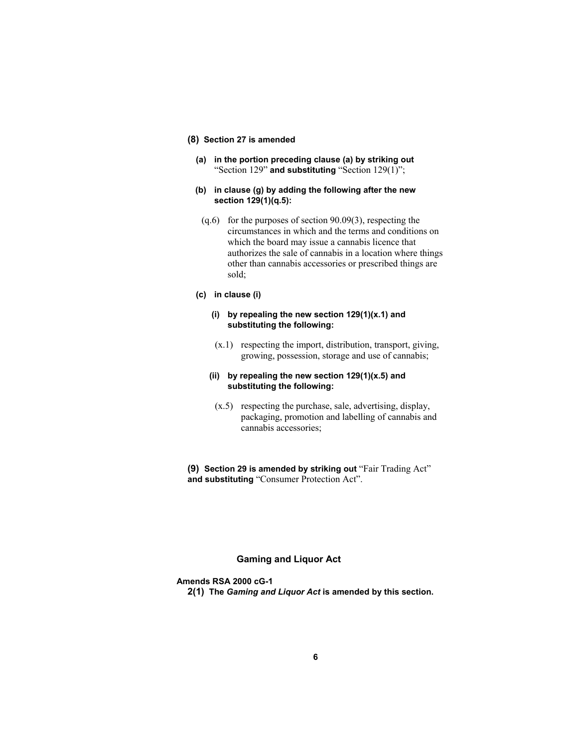**(8) Section 27 is amended**

**(a) in the portion preceding clause (a) by striking out** "Section 129" **and substituting** "Section 129(1)";

**(b) in clause (g) by adding the following after the new section 129(1)(q.5):**

(q.6) for the purposes of section 90.09(3), respecting the circumstances in which and the terms and conditions on which the board may issue a cannabis licence that authorizes the sale of cannabis in a location where things other than cannabis accessories or prescribed things are sold;

**(c) in clause (i)**

**(i) by repealing the new section 129(1)(x.1) and substituting the following:**

(x.1) respecting the import, distribution, transport, giving, growing, possession, storage and use of cannabis;

**(ii) by repealing the new section 129(1)(x.5) and substituting the following:**

(x.5) respecting the purchase, sale, advertising, display, packaging, promotion and labelling of cannabis and cannabis accessories;

**(9) Section 29 is amended by striking out** "Fair Trading Act" **and substituting** "Consumer Protection Act".

## Gaming and Liquor Act

**Amends RSA 2000 cG-1**

**2(1) The *Gaming and Liquor Act* is amended by this section.**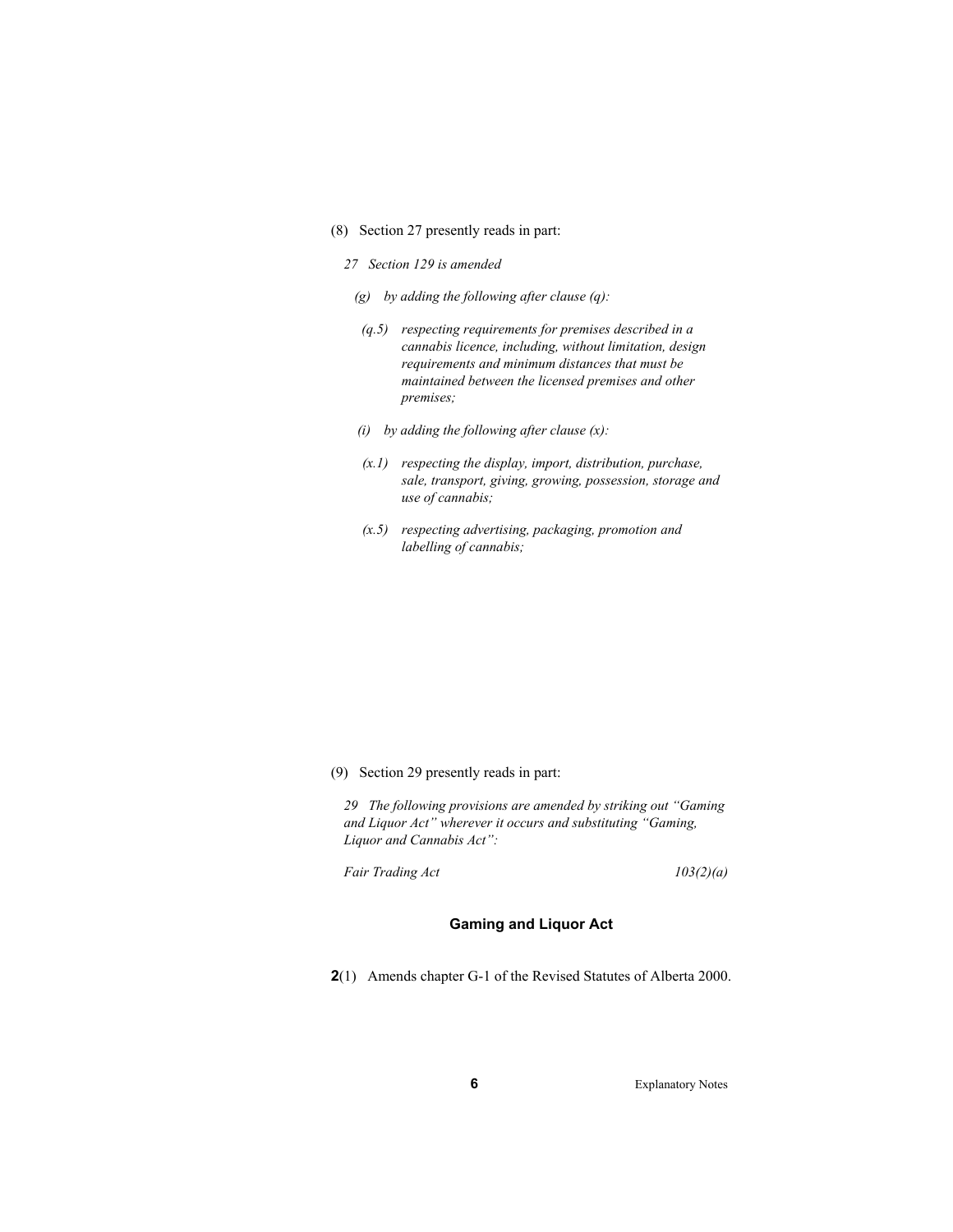(8) Section 27 presently reads in part:

*27 Section 129 is amended*

*(g) by adding the following after clause (q):*

*(q.5) respecting requirements for premises described in a cannabis licence, including, without limitation, design requirements and minimum distances that must be maintained between the licensed premises and other premises;*

*(i) by adding the following after clause (x):*

*(x.1) respecting the display, import, distribution, purchase, sale, transport, giving, growing, possession, storage and use of cannabis;*

*(x.5) respecting advertising, packaging, promotion and labelling of cannabis;*

(9) Section 29 presently reads in part:

*29 The following provisions are amended by striking out "Gaming and Liquor Act" wherever it occurs and substituting "Gaming, Liquor and Cannabis Act":*

*Fair Trading Act* *103(2)(a)*

## Gaming and Liquor Act

**2**(1) Amends chapter G-1 of the Revised Statutes of Alberta 2000.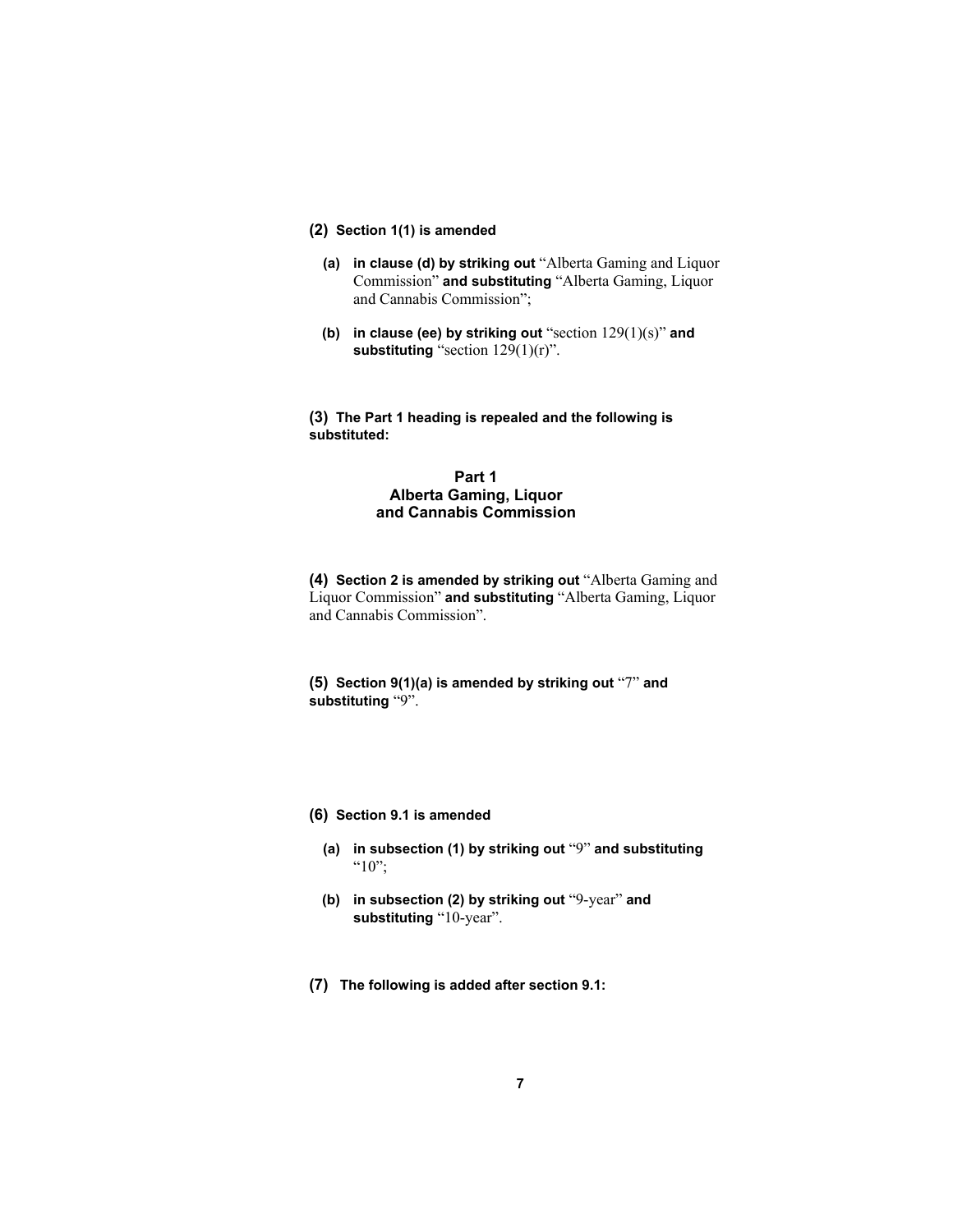**(2) Section 1(1) is amended**

**(a) in clause (d) by striking out** "Alberta Gaming and Liquor Commission" **and substituting** "Alberta Gaming, Liquor and Cannabis Commission";

**(b) in clause (ee) by striking out** "section 129(1)(s)" **and substituting** "section 129(1)(r)".

**(3) The Part 1 heading is repealed and the following is substituted:**

**Part 1**
**Alberta Gaming, Liquor and Cannabis Commission**

**(4) Section 2 is amended by striking out** "Alberta Gaming and Liquor Commission" **and substituting** "Alberta Gaming, Liquor and Cannabis Commission".

**(5) Section 9(1)(a) is amended by striking out** "7" **and substituting** "9".

**(6) Section 9.1 is amended**

**(a) in subsection (1) by striking out** "9" **and substituting** "10";

**(b) in subsection (2) by striking out** "9-year" **and substituting** "10-year".

**(7) The following is added after section 9.1:**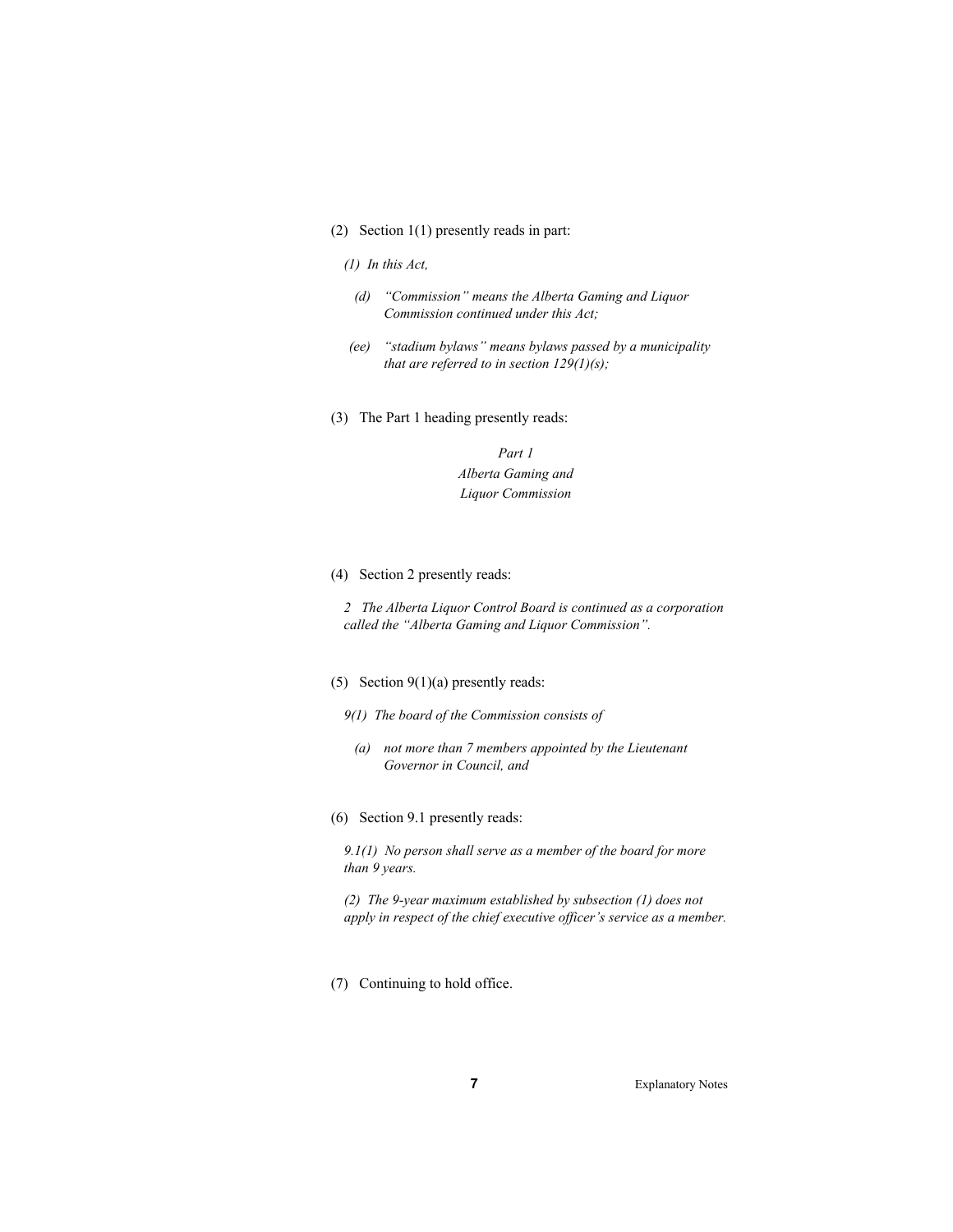(2) Section 1(1) presently reads in part:

*(1) In this Act,*

*(d) "Commission" means the Alberta Gaming and Liquor Commission continued under this Act;*

*(ee) "stadium bylaws" means bylaws passed by a municipality that are referred to in section 129(1)(s);*

(3) The Part 1 heading presently reads:

*Part 1*
*Alberta Gaming and*
*Liquor Commission*

(4) Section 2 presently reads:

*2 The Alberta Liquor Control Board is continued as a corporation called the "Alberta Gaming and Liquor Commission".*

(5) Section 9(1)(a) presently reads:

*9(1) The board of the Commission consists of*

*(a) not more than 7 members appointed by the Lieutenant Governor in Council, and*

(6) Section 9.1 presently reads:

*9.1(1) No person shall serve as a member of the board for more than 9 years.*

*(2) The 9-year maximum established by subsection (1) does not apply in respect of the chief executive officer's service as a member.*

(7) Continuing to hold office.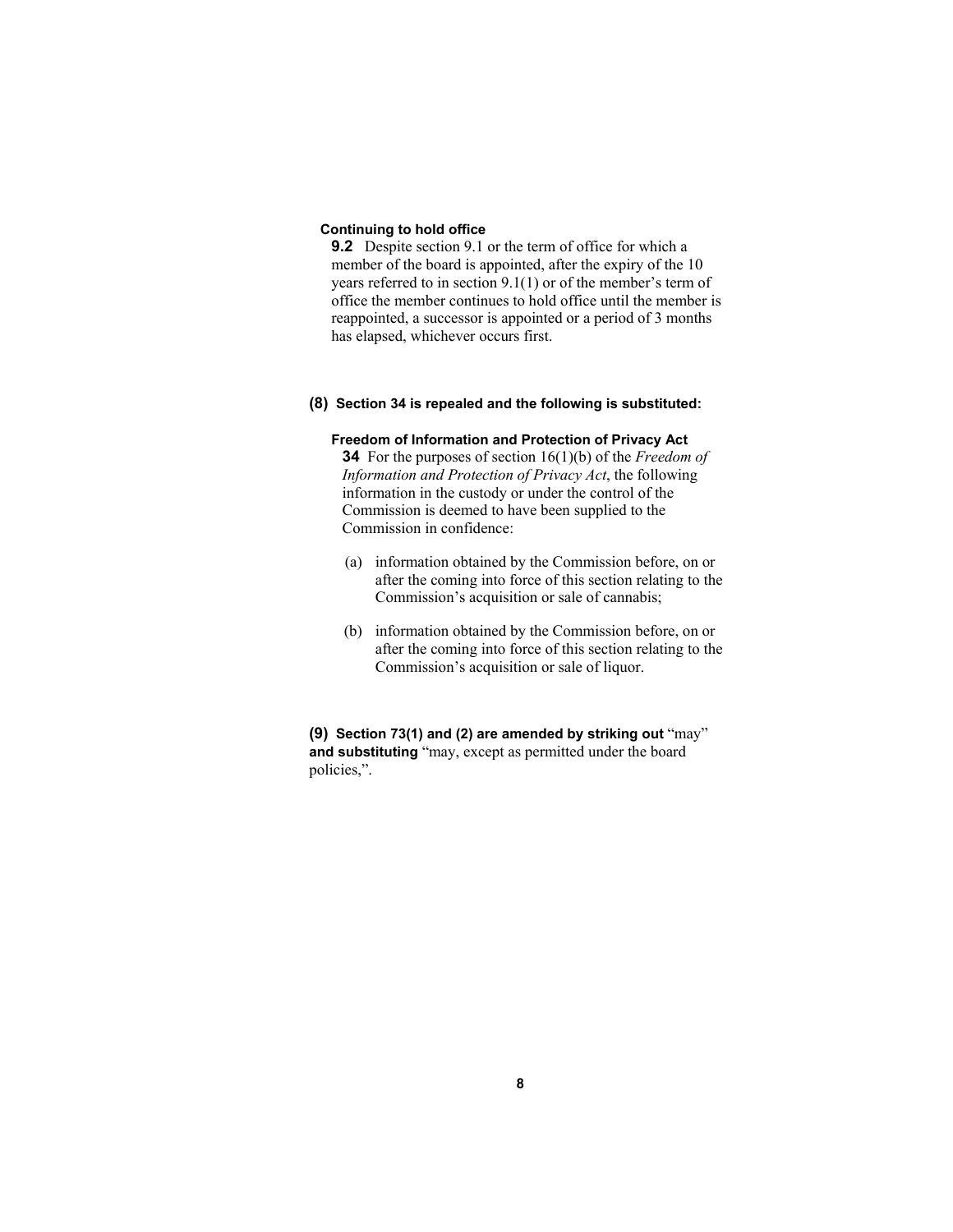**Continuing to hold office**

**9.2** Despite section 9.1 or the term of office for which a member of the board is appointed, after the expiry of the 10 years referred to in section 9.1(1) or of the member's term of office the member continues to hold office until the member is reappointed, a successor is appointed or a period of 3 months has elapsed, whichever occurs first.

**(8) Section 34 is repealed and the following is substituted:**

**Freedom of Information and Protection of Privacy Act**

**34** For the purposes of section 16(1)(b) of the *Freedom of Information and Protection of Privacy Act*, the following information in the custody or under the control of the Commission is deemed to have been supplied to the Commission in confidence:

(a) information obtained by the Commission before, on or after the coming into force of this section relating to the Commission's acquisition or sale of cannabis;

(b) information obtained by the Commission before, on or after the coming into force of this section relating to the Commission's acquisition or sale of liquor.

**(9) Section 73(1) and (2) are amended by striking out** "may" **and substituting** "may, except as permitted under the board policies,".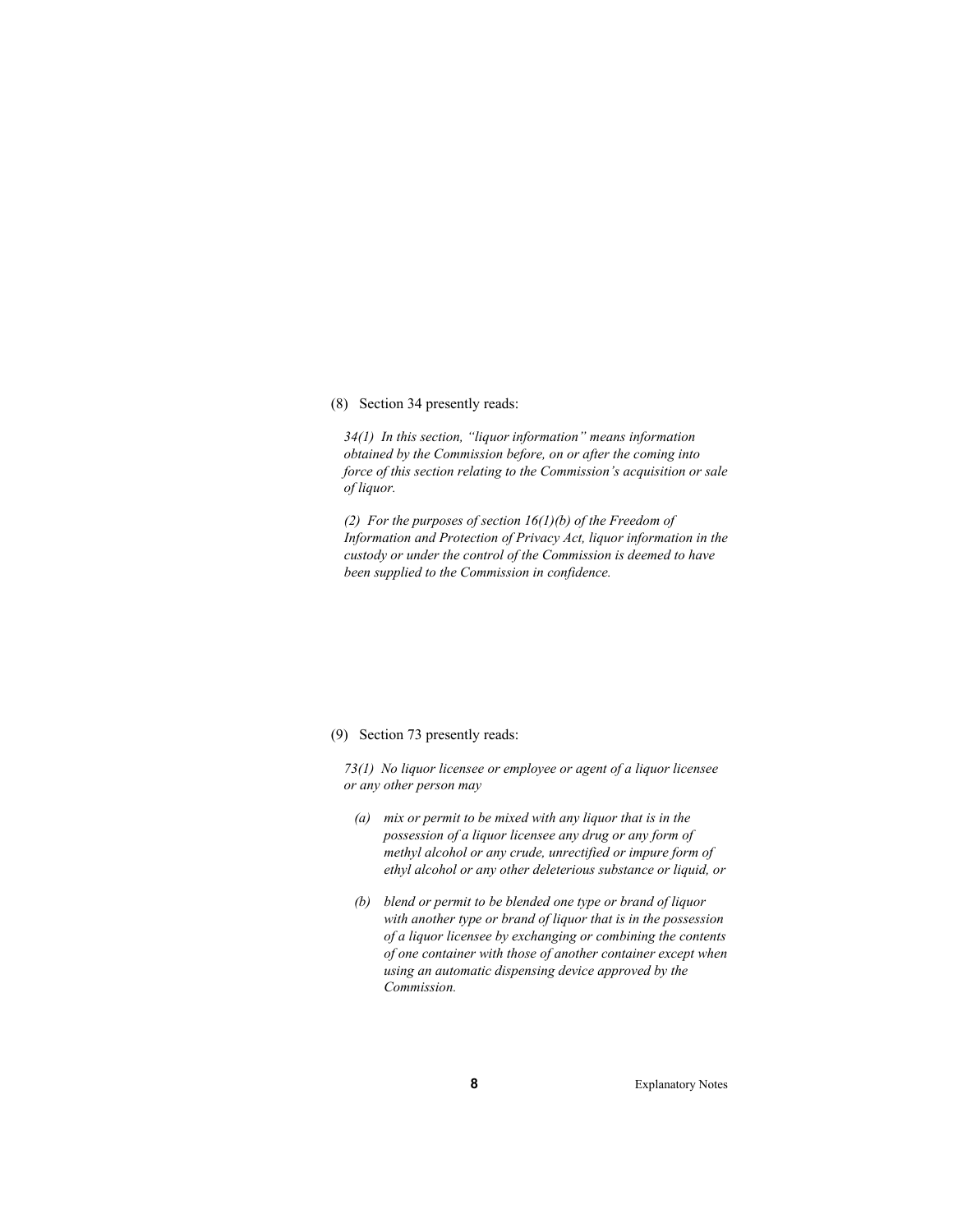(8) Section 34 presently reads:

*34(1) In this section, "liquor information" means information obtained by the Commission before, on or after the coming into force of this section relating to the Commission's acquisition or sale of liquor.*

*(2) For the purposes of section 16(1)(b) of the Freedom of Information and Protection of Privacy Act, liquor information in the custody or under the control of the Commission is deemed to have been supplied to the Commission in confidence.*

(9) Section 73 presently reads:

*73(1) No liquor licensee or employee or agent of a liquor licensee or any other person may*

*(a) mix or permit to be mixed with any liquor that is in the possession of a liquor licensee any drug or any form of methyl alcohol or any crude, unrectified or impure form of ethyl alcohol or any other deleterious substance or liquid, or*

*(b) blend or permit to be blended one type or brand of liquor with another type or brand of liquor that is in the possession of a liquor licensee by exchanging or combining the contents of one container with those of another container except when using an automatic dispensing device approved by the Commission.*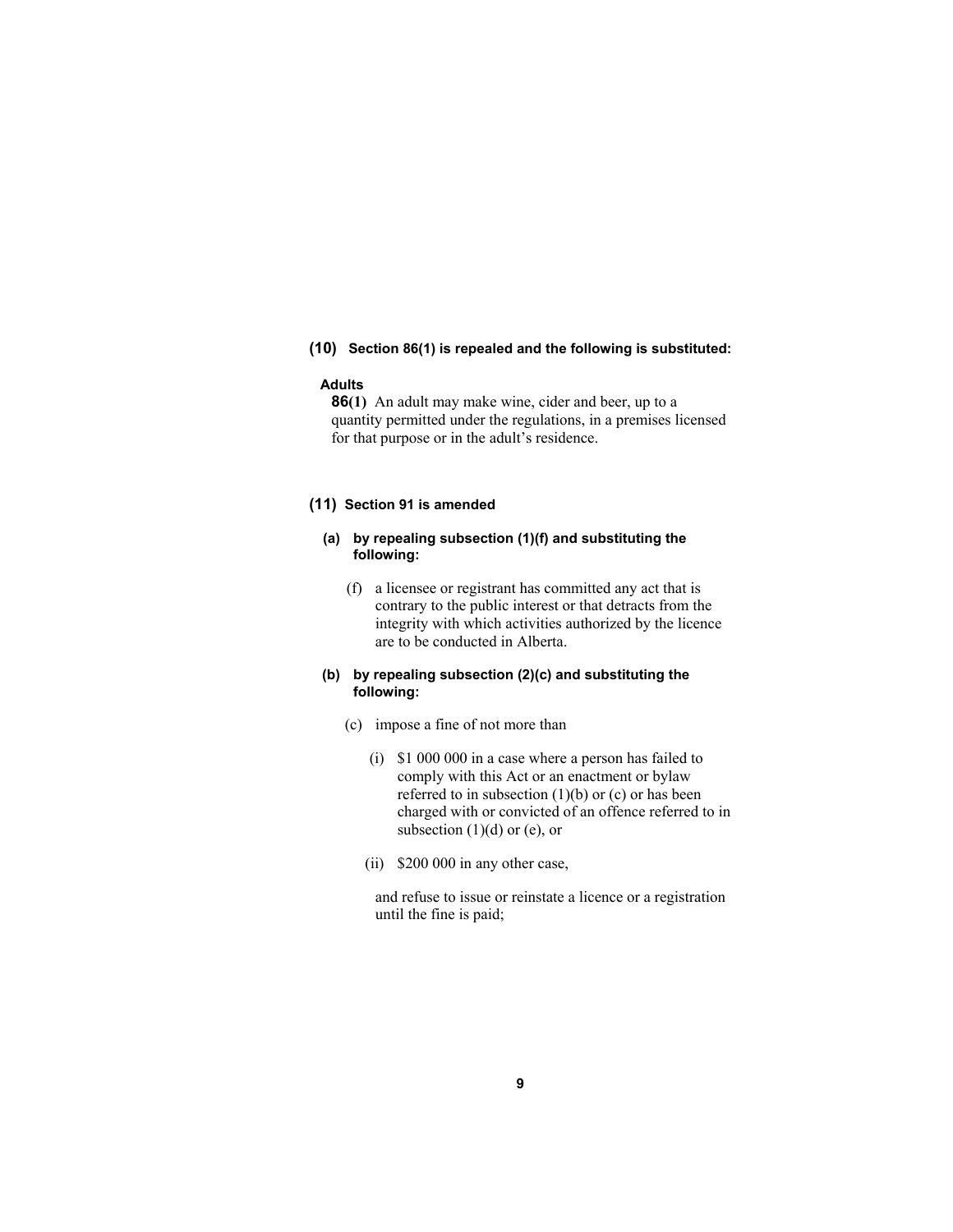**(10) Section 86(1) is repealed and the following is substituted:**

**Adults**

**86(1)** An adult may make wine, cider and beer, up to a quantity permitted under the regulations, in a premises licensed for that purpose or in the adult's residence.

**(11) Section 91 is amended**

**(a) by repealing subsection (1)(f) and substituting the following:**

(f) a licensee or registrant has committed any act that is contrary to the public interest or that detracts from the integrity with which activities authorized by the licence are to be conducted in Alberta.

**(b) by repealing subsection (2)(c) and substituting the following:**

(c) impose a fine of not more than

(i) $1 000 000 in a case where a person has failed to comply with this Act or an enactment or bylaw referred to in subsection (1)(b) or (c) or has been charged with or convicted of an offence referred to in subsection (1)(d) or (e), or

(ii) $200 000 in any other case,

and refuse to issue or reinstate a licence or a registration until the fine is paid;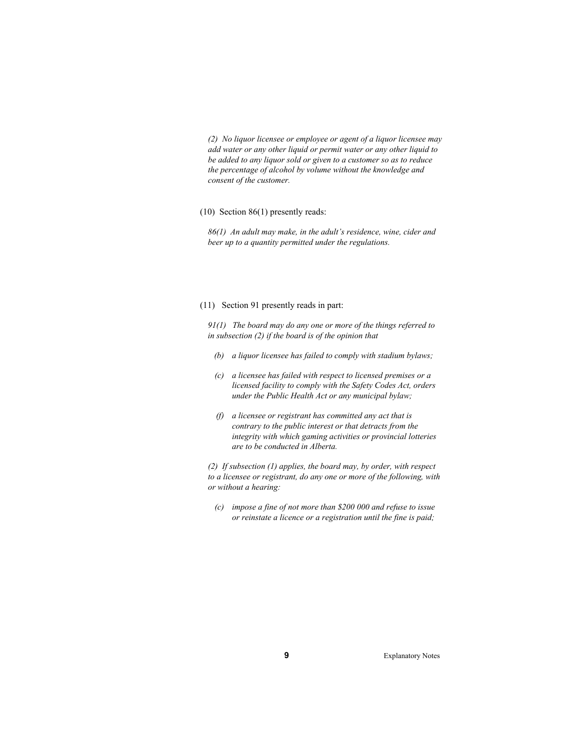*(2) No liquor licensee or employee or agent of a liquor licensee may add water or any other liquid or permit water or any other liquid to be added to any liquor sold or given to a customer so as to reduce the percentage of alcohol by volume without the knowledge and consent of the customer.*

(10) Section 86(1) presently reads:

*86(1) An adult may make, in the adult's residence, wine, cider and beer up to a quantity permitted under the regulations.*

(11) Section 91 presently reads in part:

*91(1) The board may do any one or more of the things referred to in subsection (2) if the board is of the opinion that*

- *(b) a liquor licensee has failed to comply with stadium bylaws;*
- *(c) a licensee has failed with respect to licensed premises or a licensed facility to comply with the Safety Codes Act, orders under the Public Health Act or any municipal bylaw;*
- *(f) a licensee or registrant has committed any act that is contrary to the public interest or that detracts from the integrity with which gaming activities or provincial lotteries are to be conducted in Alberta.*

*(2) If subsection (1) applies, the board may, by order, with respect to a licensee or registrant, do any one or more of the following, with or without a hearing:*

- *(c) impose a fine of not more than $200 000 and refuse to issue or reinstate a licence or a registration until the fine is paid;*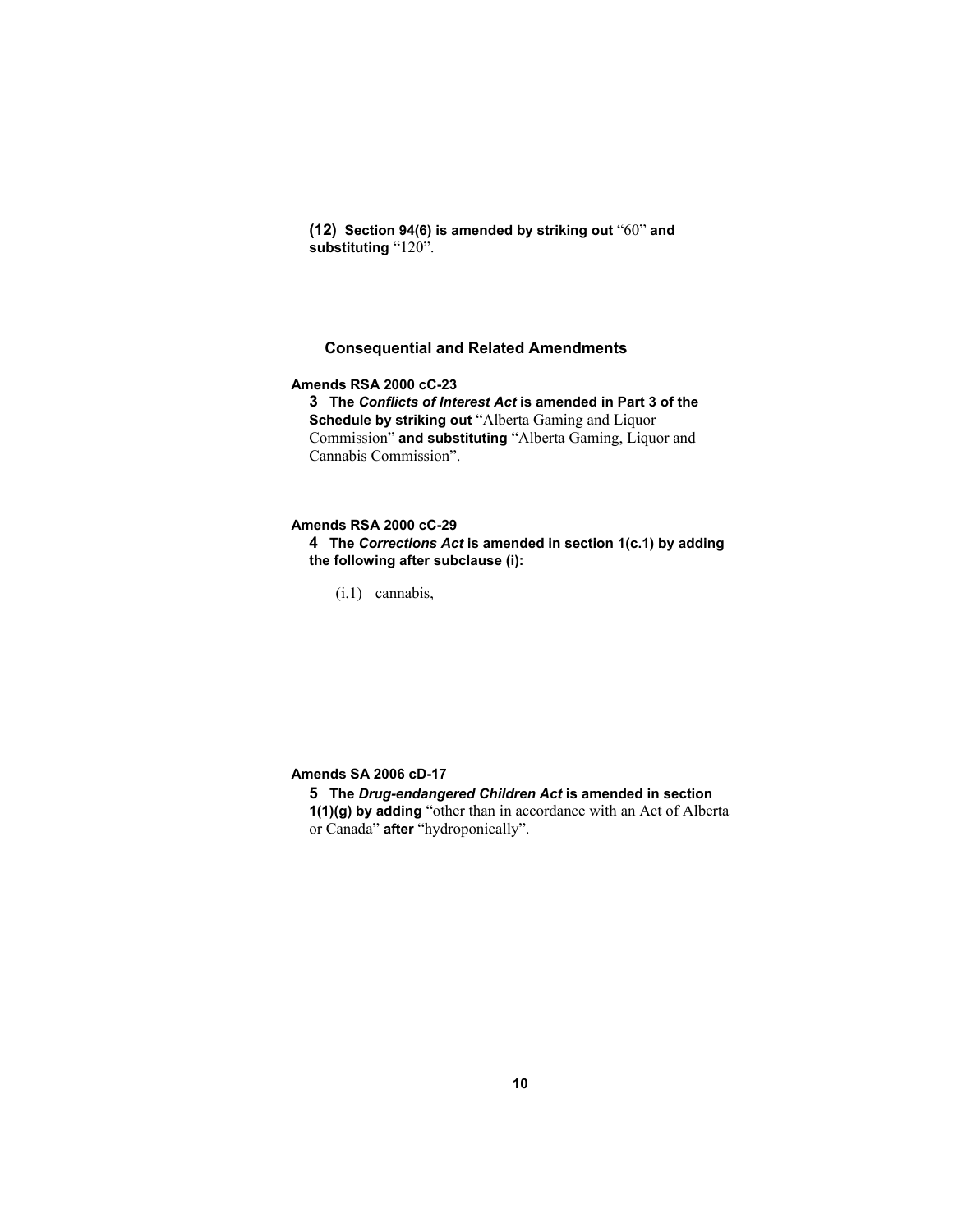**(12) Section 94(6) is amended by striking out** “60” **and substituting** “120”.

## Consequential and Related Amendments

**Amends RSA 2000 cC-23**

**3 The *Conflicts of Interest Act* is amended in Part 3 of the Schedule by striking out** “Alberta Gaming and Liquor Commission” **and substituting** “Alberta Gaming, Liquor and Cannabis Commission”.

**Amends RSA 2000 cC-29**

**4 The *Corrections Act* is amended in section 1(c.1) by adding the following after subclause (i):**

(i.1) cannabis,

**Amends SA 2006 cD-17**

**5 The *Drug-endangered Children Act* is amended in section 1(1)(g) by adding** “other than in accordance with an Act of Alberta or Canada” **after** “hydroponically”.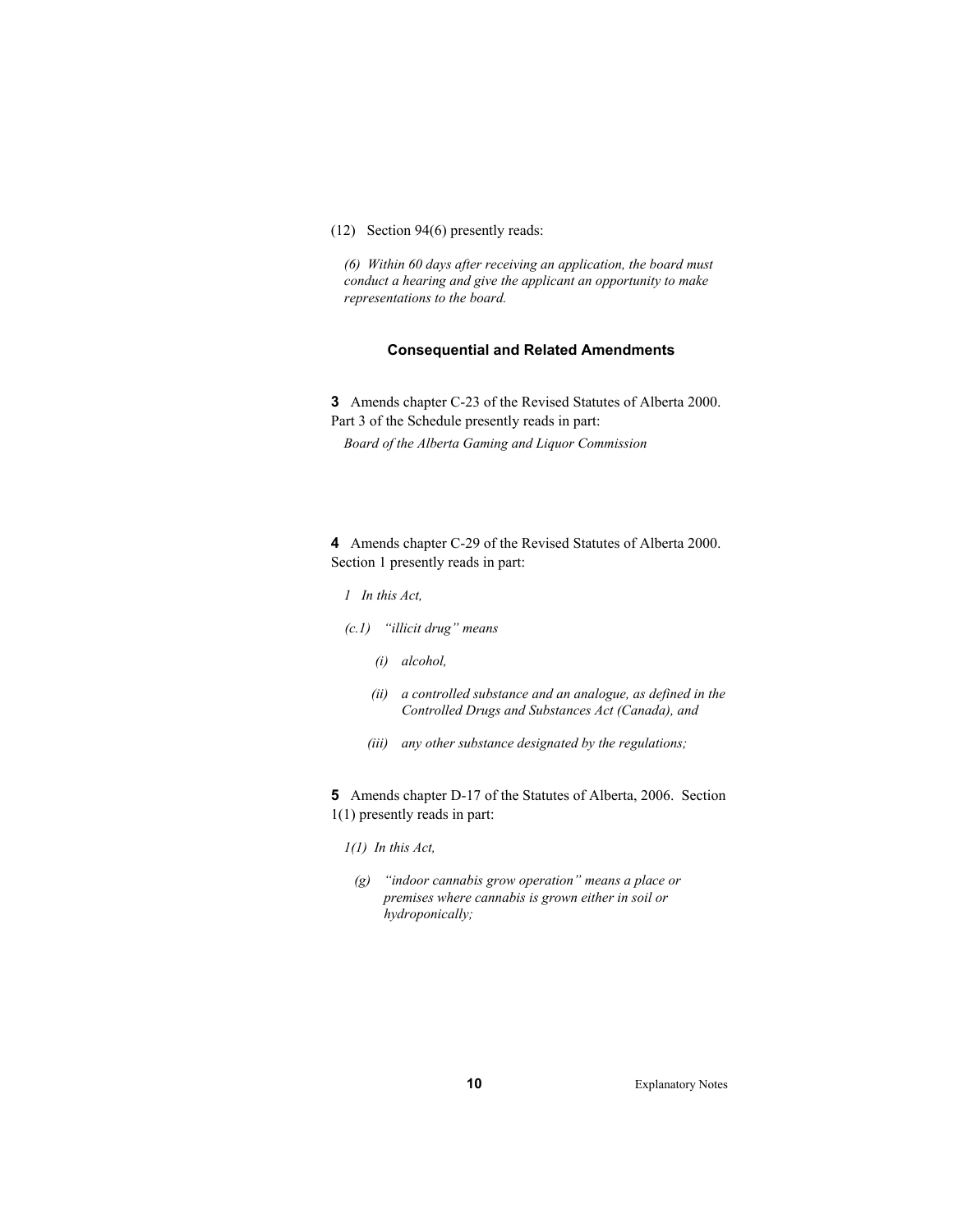(12) Section 94(6) presently reads:

*(6) Within 60 days after receiving an application, the board must conduct a hearing and give the applicant an opportunity to make representations to the board.*

### Consequential and Related Amendments

**3** Amends chapter C-23 of the Revised Statutes of Alberta 2000. Part 3 of the Schedule presently reads in part:

*Board of the Alberta Gaming and Liquor Commission*

**4** Amends chapter C-29 of the Revised Statutes of Alberta 2000. Section 1 presently reads in part:

*1 In this Act,*

*(c.1) "illicit drug" means*

*(i) alcohol,*

*(ii) a controlled substance and an analogue, as defined in the Controlled Drugs and Substances Act (Canada), and*

*(iii) any other substance designated by the regulations;*

**5** Amends chapter D-17 of the Statutes of Alberta, 2006. Section 1(1) presently reads in part:

*1(1) In this Act,*

*(g) "indoor cannabis grow operation" means a place or premises where cannabis is grown either in soil or hydroponically;*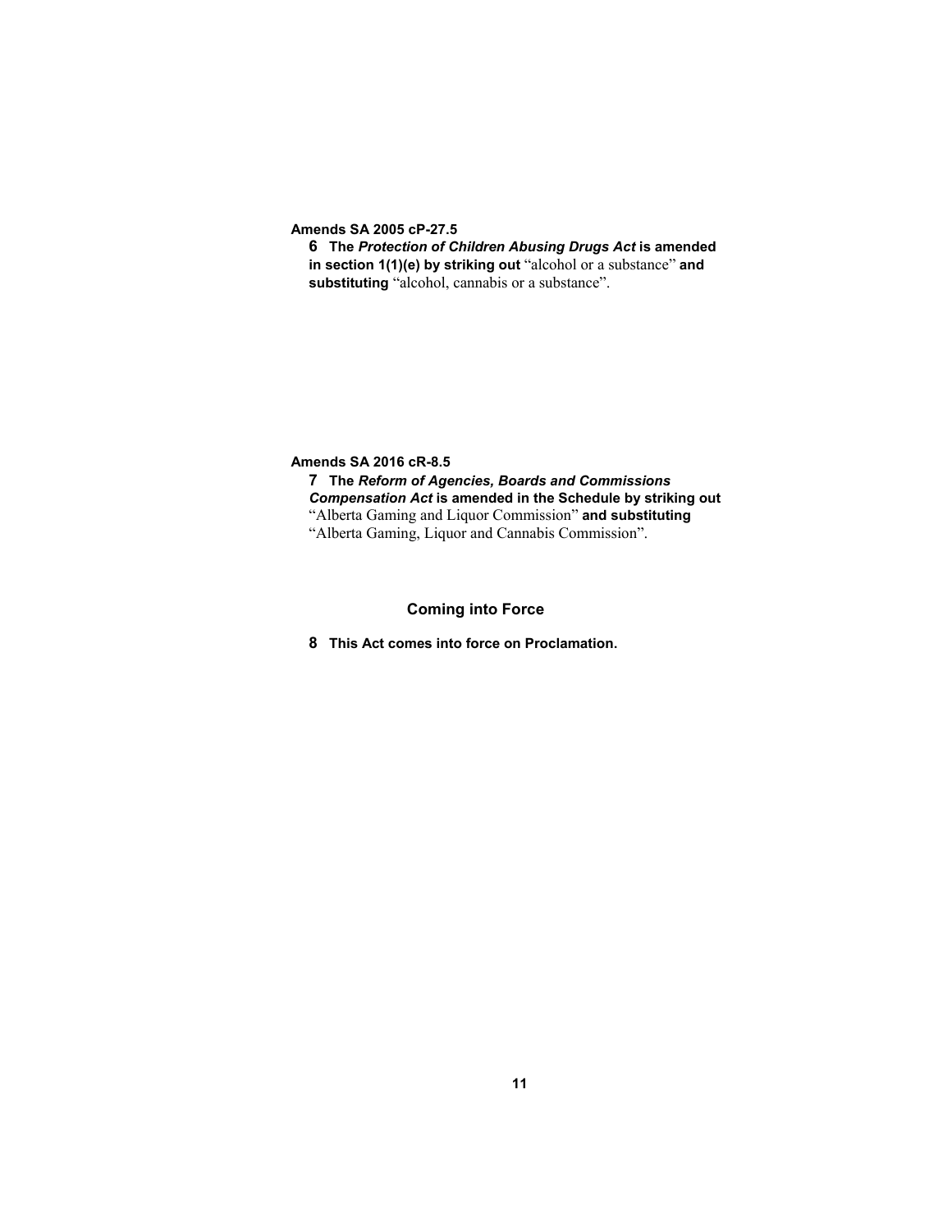**Amends SA 2005 cP-27.5**

**6 The *Protection of Children Abusing Drugs Act* is amended in section 1(1)(e) by striking out** "alcohol or a substance" **and substituting** "alcohol, cannabis or a substance".

**Amends SA 2016 cR-8.5**

**7 The *Reform of Agencies, Boards and Commissions Compensation Act* is amended in the Schedule by striking out** "Alberta Gaming and Liquor Commission" **and substituting** "Alberta Gaming, Liquor and Cannabis Commission".

## Coming into Force

**8 This Act comes into force on Proclamation.**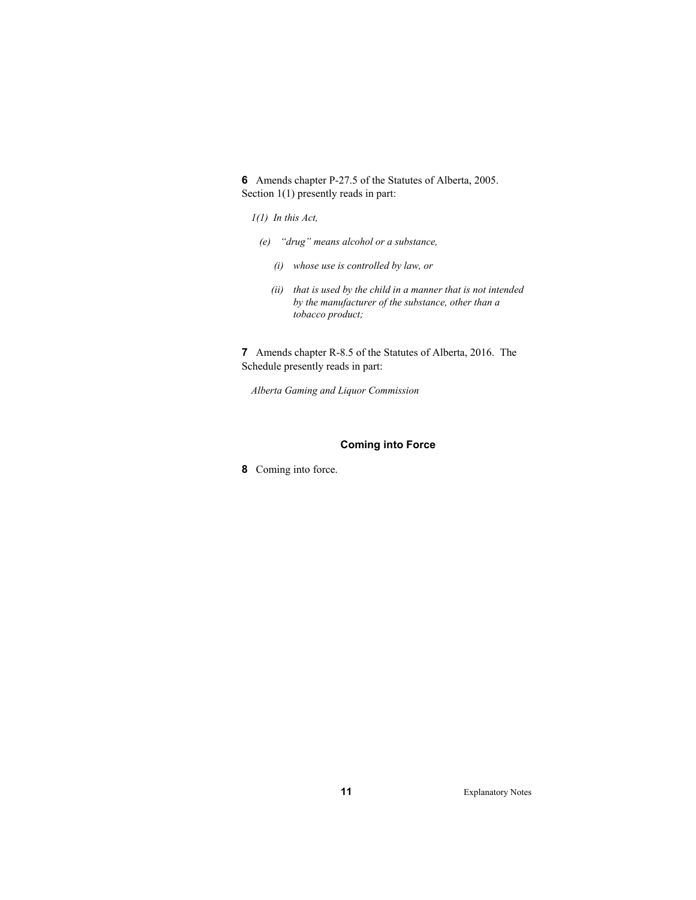**6** Amends chapter P-27.5 of the Statutes of Alberta, 2005. Section 1(1) presently reads in part:

*1(1) In this Act,*

*(e) "drug" means alcohol or a substance,*

*(i) whose use is controlled by law, or*

*(ii) that is used by the child in a manner that is not intended by the manufacturer of the substance, other than a tobacco product;*

**7** Amends chapter R-8.5 of the Statutes of Alberta, 2016. The Schedule presently reads in part:

*Alberta Gaming and Liquor Commission*

### Coming into Force

**8** Coming into force.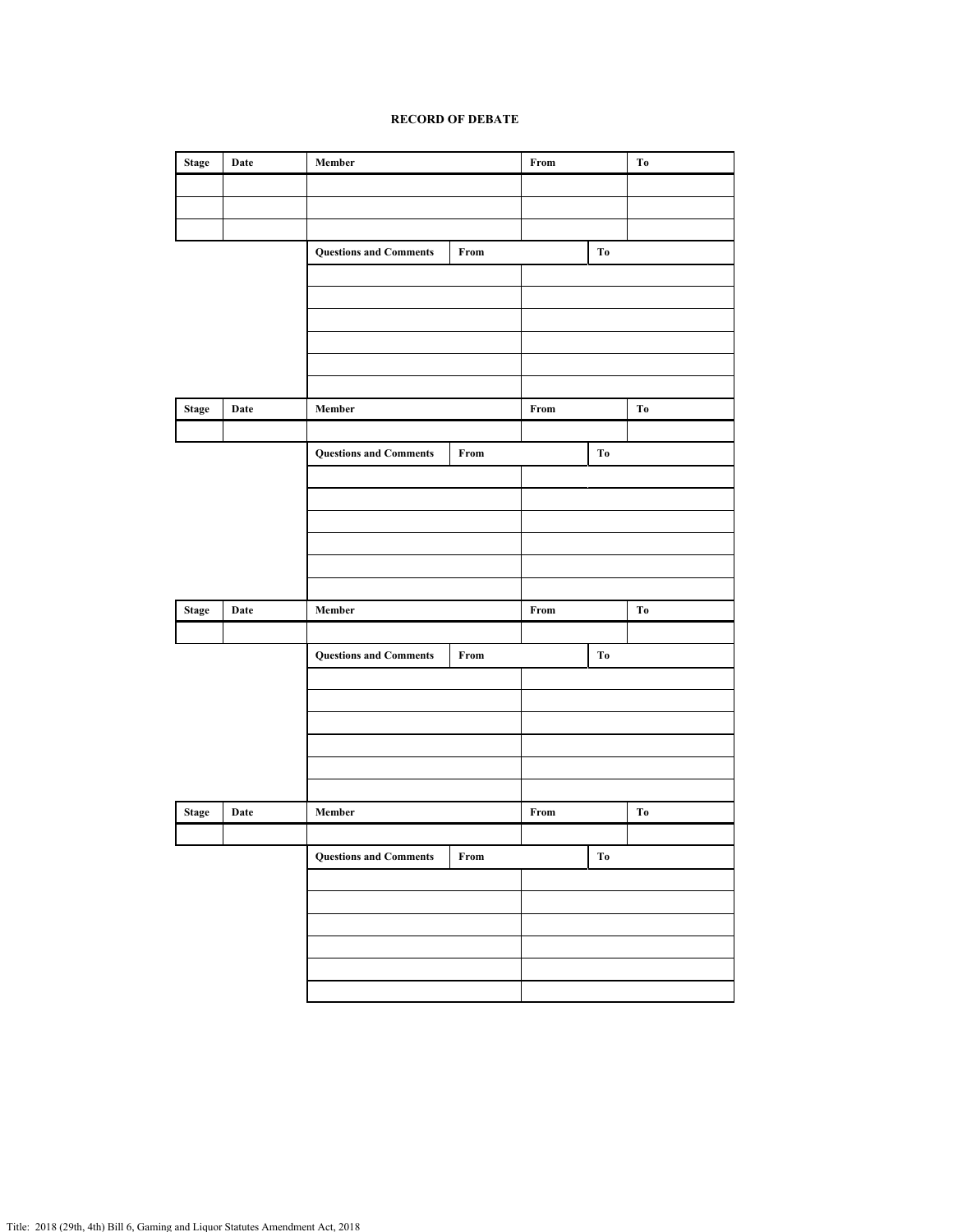**RECORD OF DEBATE**

| Stage | Date | Member | From | To |
|---|---|---|---|---|
| | | | | |
| | | | | |
| | | | | |

| Questions and Comments From | To |
|---|---|
| | |
| | |
| | |
| | |
| | |
| | |

| Stage | Date | Member | From | To |
|---|---|---|---|---|
| | | | | |

| Questions and Comments From | To |
|---|---|
| | |
| | |
| | |
| | |
| | |
| | |

| Stage | Date | Member | From | To |
|---|---|---|---|---|
| | | | | |

| Questions and Comments From | To |
|---|---|
| | |
| | |
| | |
| | |
| | |
| | |

| Stage | Date | Member | From | To |
|---|---|---|---|---|
| | | | | |

| Questions and Comments From | To |
|---|---|
| | |
| | |
| | |
| | |
| | |
| | |

Title: 2018 (29th, 4th) Bill 6, Gaming and Liquor Statutes Amendment Act, 2018